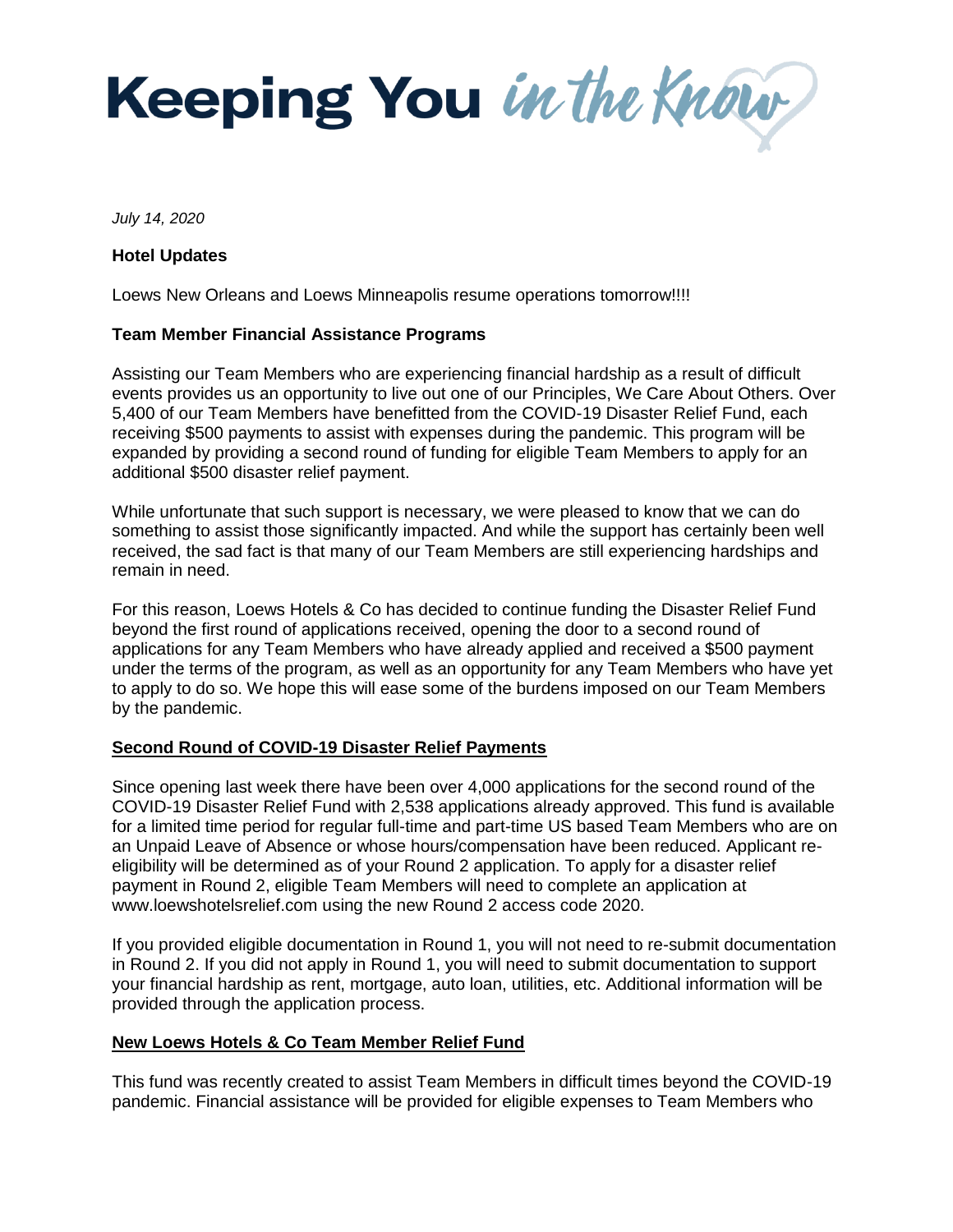# Keeping You *in the Know*

*July 14, 2020*

**Hotel Updates**

Loews New Orleans and Loews Minneapolis resume operations tomorrow!!!!

**Team Member Financial Assistance Programs**

Assisting our Team Members who are experiencing financial hardship as a result of difficult events provides us an opportunity to live out one of our Principles, We Care About Others. Over 5,400 of our Team Members have benefitted from the COVID-19 Disaster Relief Fund, each receiving $500 payments to assist with expenses during the pandemic. This program will be expanded by providing a second round of funding for eligible Team Members to apply for an additional $500 disaster relief payment.

While unfortunate that such support is necessary, we were pleased to know that we can do something to assist those significantly impacted. And while the support has certainly been well received, the sad fact is that many of our Team Members are still experiencing hardships and remain in need.

For this reason, Loews Hotels & Co has decided to continue funding the Disaster Relief Fund beyond the first round of applications received, opening the door to a second round of applications for any Team Members who have already applied and received a $500 payment under the terms of the program, as well as an opportunity for any Team Members who have yet to apply to do so. We hope this will ease some of the burdens imposed on our Team Members by the pandemic.

**<u>Second Round of COVID-19 Disaster Relief Payments</u>**

Since opening last week there have been over 4,000 applications for the second round of the COVID-19 Disaster Relief Fund with 2,538 applications already approved. This fund is available for a limited time period for regular full-time and part-time US based Team Members who are on an Unpaid Leave of Absence or whose hours/compensation have been reduced. Applicant re-eligibility will be determined as of your Round 2 application. To apply for a disaster relief payment in Round 2, eligible Team Members will need to complete an application at www.loewshotelsrelief.com using the new Round 2 access code 2020.

If you provided eligible documentation in Round 1, you will not need to re-submit documentation in Round 2. If you did not apply in Round 1, you will need to submit documentation to support your financial hardship as rent, mortgage, auto loan, utilities, etc. Additional information will be provided through the application process.

**<u>New Loews Hotels & Co Team Member Relief Fund</u>**

This fund was recently created to assist Team Members in difficult times beyond the COVID-19 pandemic. Financial assistance will be provided for eligible expenses to Team Members who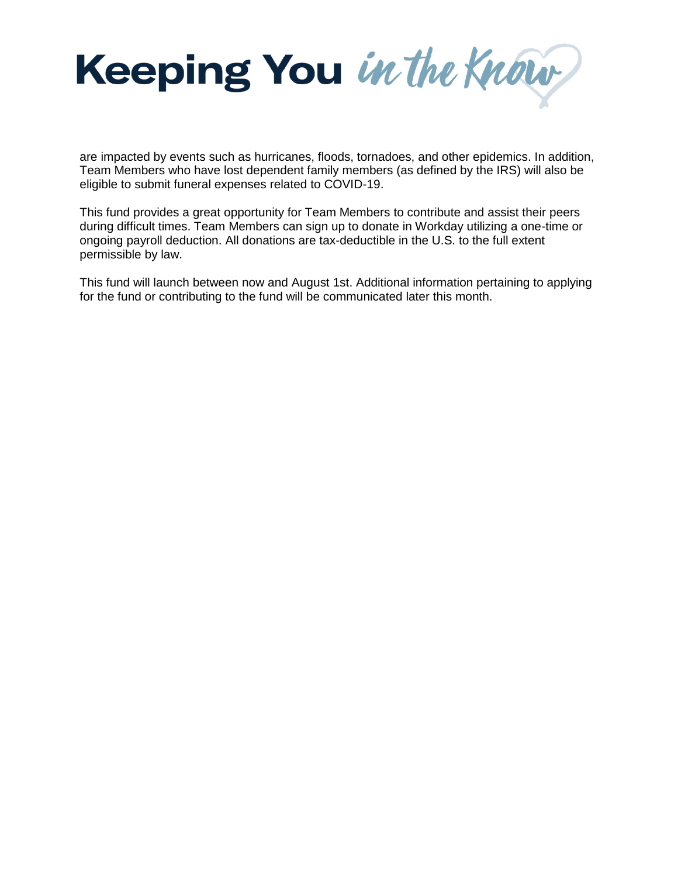are impacted by events such as hurricanes, floods, tornadoes, and other epidemics. In addition, Team Members who have lost dependent family members (as defined by the IRS) will also be eligible to submit funeral expenses related to COVID-19.

This fund provides a great opportunity for Team Members to contribute and assist their peers during difficult times. Team Members can sign up to donate in Workday utilizing a one-time or ongoing payroll deduction. All donations are tax-deductible in the U.S. to the full extent permissible by law.

This fund will launch between now and August 1st. Additional information pertaining to applying for the fund or contributing to the fund will be communicated later this month.